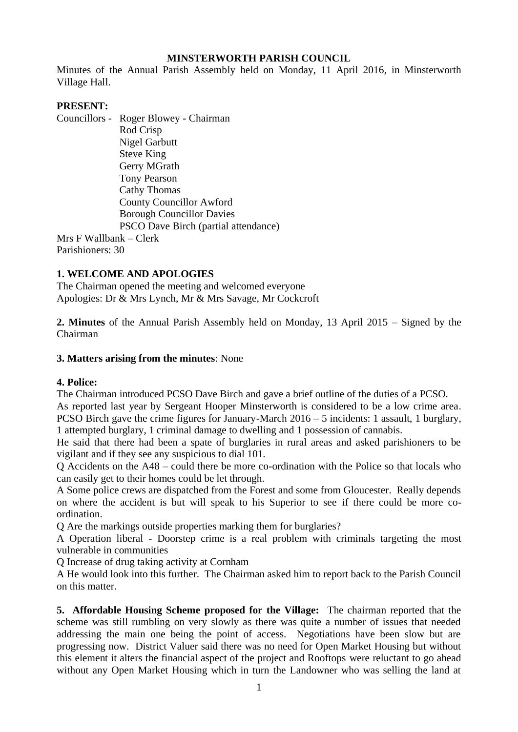**MINSTERWORTH PARISH COUNCIL**

Minutes of the Annual Parish Assembly held on Monday, 11 April 2016, in Minsterworth Village Hall.

**PRESENT:**

Councillors - Roger Blowey - Chairman
Rod Crisp
Nigel Garbutt
Steve King
Gerry MGrath
Tony Pearson
Cathy Thomas
County Councillor Awford
Borough Councillor Davies
PSCO Dave Birch (partial attendance)

Mrs F Wallbank – Clerk
Parishioners: 30

**1. WELCOME AND APOLOGIES**

The Chairman opened the meeting and welcomed everyone
Apologies: Dr & Mrs Lynch, Mr & Mrs Savage, Mr Cockcroft

**2. Minutes** of the Annual Parish Assembly held on Monday, 13 April 2015 – Signed by the Chairman

**3. Matters arising from the minutes**: None

**4. Police:**

The Chairman introduced PCSO Dave Birch and gave a brief outline of the duties of a PCSO.
As reported last year by Sergeant Hooper Minsterworth is considered to be a low crime area. PCSO Birch gave the crime figures for January-March 2016 – 5 incidents: 1 assault, 1 burglary, 1 attempted burglary, 1 criminal damage to dwelling and 1 possession of cannabis.
He said that there had been a spate of burglaries in rural areas and asked parishioners to be vigilant and if they see any suspicious to dial 101.

Q Accidents on the A48 – could there be more co-ordination with the Police so that locals who can easily get to their homes could be let through.

A Some police crews are dispatched from the Forest and some from Gloucester. Really depends on where the accident is but will speak to his Superior to see if there could be more co-ordination.

Q Are the markings outside properties marking them for burglaries?

A Operation liberal - Doorstep crime is a real problem with criminals targeting the most vulnerable in communities

Q Increase of drug taking activity at Cornham

A He would look into this further. The Chairman asked him to report back to the Parish Council on this matter.

**5. Affordable Housing Scheme proposed for the Village:** The chairman reported that the scheme was still rumbling on very slowly as there was quite a number of issues that needed addressing the main one being the point of access. Negotiations have been slow but are progressing now. District Valuer said there was no need for Open Market Housing but without this element it alters the financial aspect of the project and Rooftops were reluctant to go ahead without any Open Market Housing which in turn the Landowner who was selling the land at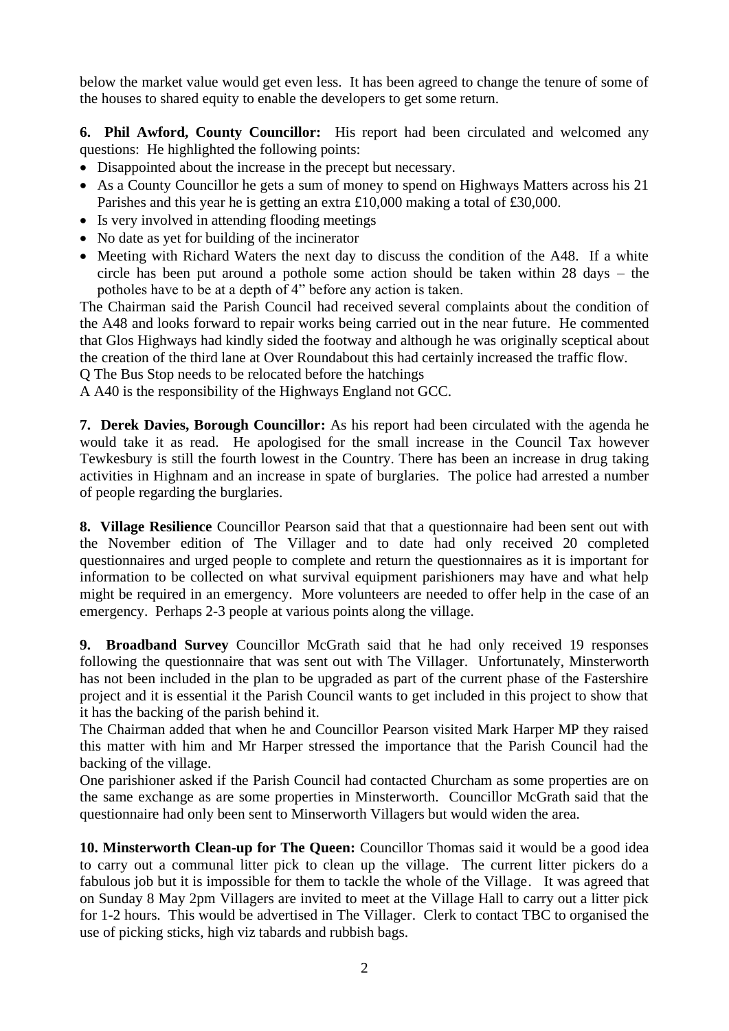below the market value would get even less. It has been agreed to change the tenure of some of the houses to shared equity to enable the developers to get some return.

**6. Phil Awford, County Councillor:** His report had been circulated and welcomed any questions: He highlighted the following points:

- Disappointed about the increase in the precept but necessary.
- As a County Councillor he gets a sum of money to spend on Highways Matters across his 21 Parishes and this year he is getting an extra £10,000 making a total of £30,000.
- Is very involved in attending flooding meetings
- No date as yet for building of the incinerator
- Meeting with Richard Waters the next day to discuss the condition of the A48. If a white circle has been put around a pothole some action should be taken within 28 days – the potholes have to be at a depth of 4" before any action is taken.

The Chairman said the Parish Council had received several complaints about the condition of the A48 and looks forward to repair works being carried out in the near future. He commented that Glos Highways had kindly sided the footway and although he was originally sceptical about the creation of the third lane at Over Roundabout this had certainly increased the traffic flow.

Q The Bus Stop needs to be relocated before the hatchings

A A40 is the responsibility of the Highways England not GCC.

**7. Derek Davies, Borough Councillor:** As his report had been circulated with the agenda he would take it as read. He apologised for the small increase in the Council Tax however Tewkesbury is still the fourth lowest in the Country. There has been an increase in drug taking activities in Highnam and an increase in spate of burglaries. The police had arrested a number of people regarding the burglaries.

**8. Village Resilience** Councillor Pearson said that that a questionnaire had been sent out with the November edition of The Villager and to date had only received 20 completed questionnaires and urged people to complete and return the questionnaires as it is important for information to be collected on what survival equipment parishioners may have and what help might be required in an emergency. More volunteers are needed to offer help in the case of an emergency. Perhaps 2-3 people at various points along the village.

**9. Broadband Survey** Councillor McGrath said that he had only received 19 responses following the questionnaire that was sent out with The Villager. Unfortunately, Minsterworth has not been included in the plan to be upgraded as part of the current phase of the Fastershire project and it is essential it the Parish Council wants to get included in this project to show that it has the backing of the parish behind it.

The Chairman added that when he and Councillor Pearson visited Mark Harper MP they raised this matter with him and Mr Harper stressed the importance that the Parish Council had the backing of the village.

One parishioner asked if the Parish Council had contacted Churcham as some properties are on the same exchange as are some properties in Minsterworth. Councillor McGrath said that the questionnaire had only been sent to Minserworth Villagers but would widen the area.

**10. Minsterworth Clean-up for The Queen:** Councillor Thomas said it would be a good idea to carry out a communal litter pick to clean up the village. The current litter pickers do a fabulous job but it is impossible for them to tackle the whole of the Village. It was agreed that on Sunday 8 May 2pm Villagers are invited to meet at the Village Hall to carry out a litter pick for 1-2 hours. This would be advertised in The Villager. Clerk to contact TBC to organised the use of picking sticks, high viz tabards and rubbish bags.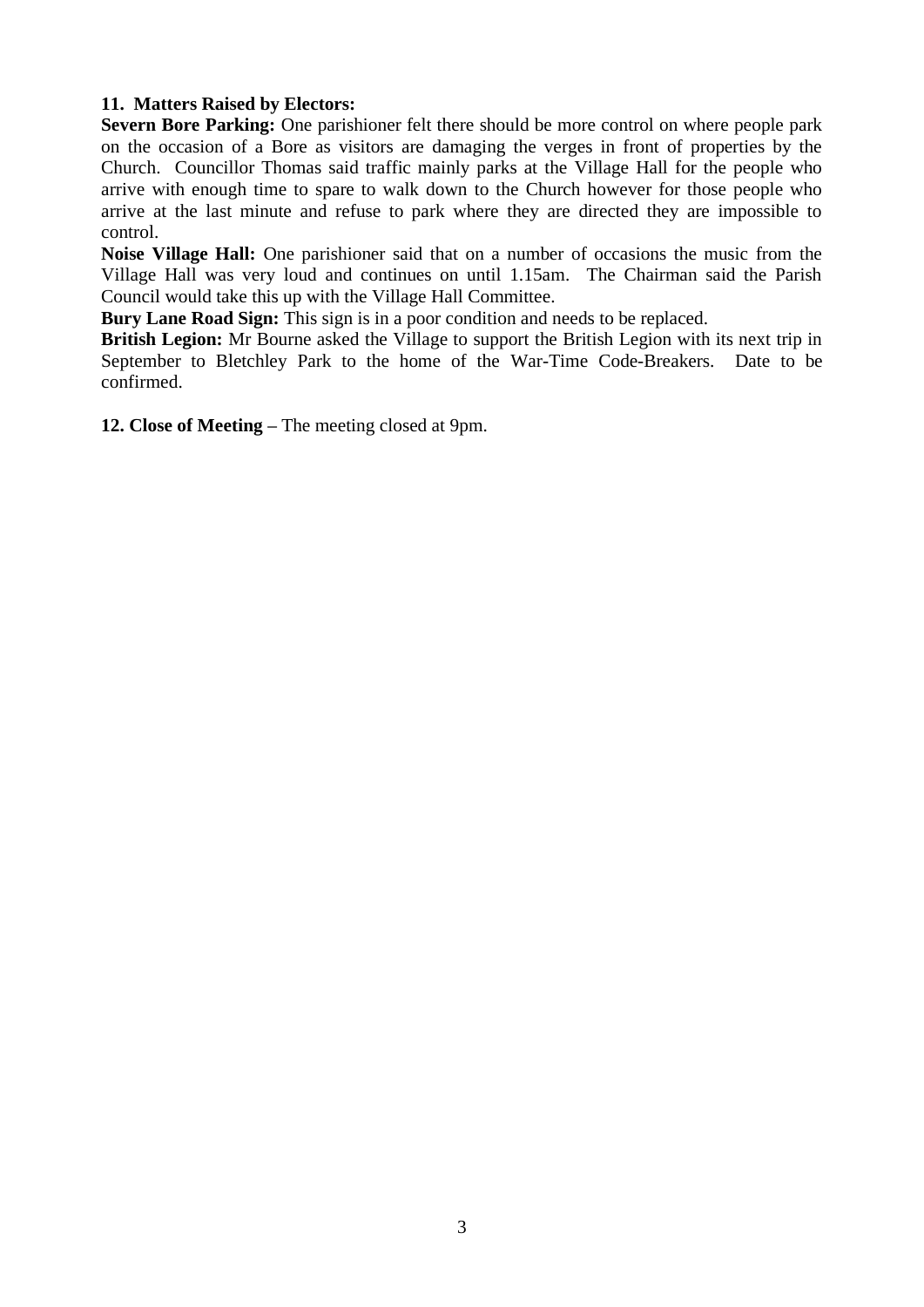**11. Matters Raised by Electors:**

**Severn Bore Parking:** One parishioner felt there should be more control on where people park on the occasion of a Bore as visitors are damaging the verges in front of properties by the Church. Councillor Thomas said traffic mainly parks at the Village Hall for the people who arrive with enough time to spare to walk down to the Church however for those people who arrive at the last minute and refuse to park where they are directed they are impossible to control.

**Noise Village Hall:** One parishioner said that on a number of occasions the music from the Village Hall was very loud and continues on until 1.15am. The Chairman said the Parish Council would take this up with the Village Hall Committee.

**Bury Lane Road Sign:** This sign is in a poor condition and needs to be replaced.

**British Legion:** Mr Bourne asked the Village to support the British Legion with its next trip in September to Bletchley Park to the home of the War-Time Code-Breakers. Date to be confirmed.

**12. Close of Meeting** – The meeting closed at 9pm.